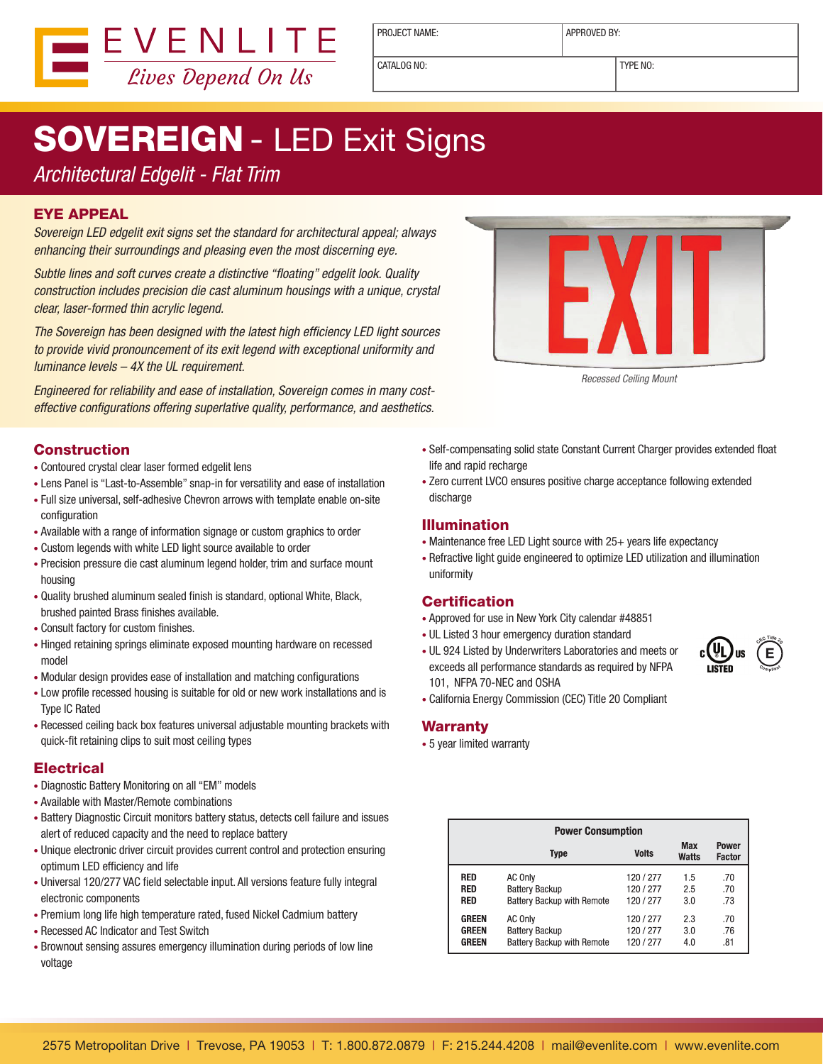EVENLITE
*Lives Depend On Us*

| PROJECT NAME: | APPROVED BY: |
|---|---|
| CATALOG NO: | TYPE NO: |

# SOVEREIGN - LED Exit Signs

*Architectural Edgelit - Flat Trim*

## EYE APPEAL

*Sovereign LED edgelit exit signs set the standard for architectural appeal; always enhancing their surroundings and pleasing even the most discerning eye.*

*Subtle lines and soft curves create a distinctive "floating" edgelit look. Quality construction includes precision die cast aluminum housings with a unique, crystal clear, laser-formed thin acrylic legend.*

*The Sovereign has been designed with the latest high efficiency LED light sources to provide vivid pronouncement of its exit legend with exceptional uniformity and luminance levels – 4X the UL requirement.*

*Engineered for reliability and ease of installation, Sovereign comes in many cost-effective configurations offering superlative quality, performance, and aesthetics.*

*Recessed Ceiling Mount*

## Construction

- Contoured crystal clear laser formed edgelit lens
- Lens Panel is "Last-to-Assemble" snap-in for versatility and ease of installation
- Full size universal, self-adhesive Chevron arrows with template enable on-site configuration
- Available with a range of information signage or custom graphics to order
- Custom legends with white LED light source available to order
- Precision pressure die cast aluminum legend holder, trim and surface mount housing
- Quality brushed aluminum sealed finish is standard, optional White, Black, brushed painted Brass finishes available.
- Consult factory for custom finishes.
- Hinged retaining springs eliminate exposed mounting hardware on recessed model
- Modular design provides ease of installation and matching configurations
- Low profile recessed housing is suitable for old or new work installations and is Type IC Rated
- Recessed ceiling back box features universal adjustable mounting brackets with quick-fit retaining clips to suit most ceiling types

## Electrical

- Diagnostic Battery Monitoring on all "EM" models
- Available with Master/Remote combinations
- Battery Diagnostic Circuit monitors battery status, detects cell failure and issues alert of reduced capacity and the need to replace battery
- Unique electronic driver circuit provides current control and protection ensuring optimum LED efficiency and life
- Universal 120/277 VAC field selectable input. All versions feature fully integral electronic components
- Premium long life high temperature rated, fused Nickel Cadmium battery
- Recessed AC Indicator and Test Switch
- Brownout sensing assures emergency illumination during periods of low line voltage
- Self-compensating solid state Constant Current Charger provides extended float life and rapid recharge
- Zero current LVCO ensures positive charge acceptance following extended discharge

## Illumination

- Maintenance free LED Light source with 25+ years life expectancy
- Refractive light guide engineered to optimize LED utilization and illumination uniformity

## Certification

- Approved for use in New York City calendar #48851
- UL Listed 3 hour emergency duration standard
- UL 924 Listed by Underwriters Laboratories and meets or exceeds all performance standards as required by NFPA 101, NFPA 70-NEC and OSHA
- California Energy Commission (CEC) Title 20 Compliant

## Warranty

- 5 year limited warranty

**Power Consumption**

| | Type | Volts | Max Watts | Power Factor |
|---|---|---|---|---|
| **RED** | AC Only | 120 / 277 | 1.5 | .70 |
| **RED** | Battery Backup | 120 / 277 | 2.5 | .70 |
| **RED** | Battery Backup with Remote | 120 / 277 | 3.0 | .73 |
| **GREEN** | AC Only | 120 / 277 | 2.3 | .70 |
| **GREEN** | Battery Backup | 120 / 277 | 3.0 | .76 |
| **GREEN** | Battery Backup with Remote | 120 / 277 | 4.0 | .81 |

2575 Metropolitan Drive | Trevose, PA 19053 | T: 1.800.872.0879 | F: 215.244.4208 | mail@evenlite.com | www.evenlite.com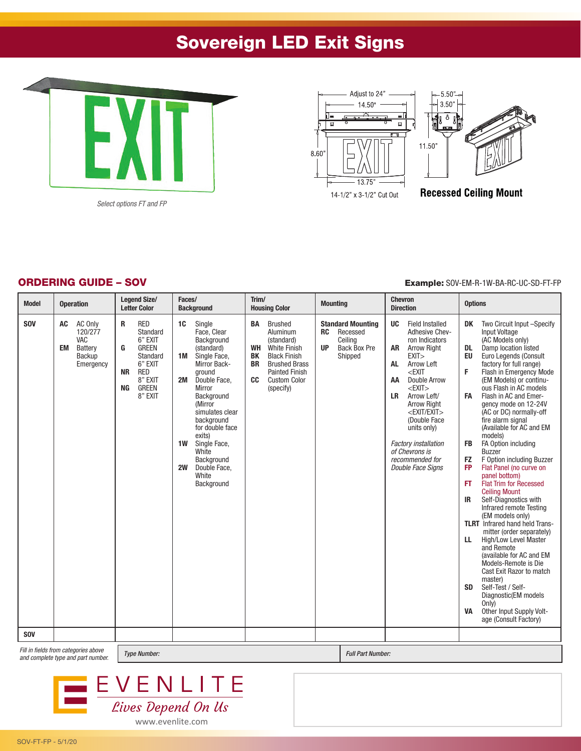# Sovereign LED Exit Signs

*Select options FT and FP*

Adjust to 24"

14.50"

5.50"

3.50"

8.60"

11.50"

13.75"

14-1/2" x 3-1/2" Cut Out

**Recessed Ceiling Mount**

## ORDERING GUIDE – SOV

**Example:** SOV-EM-R-1W-BA-RC-UC-SD-FT-FP

| Model | Operation | Legend Size/ Letter Color | Faces/ Background | Trim/ Housing Color | Mounting | Chevron Direction | Options |
|---|---|---|---|---|---|---|---|
| **SOV** | **AC** AC Only 120/277 VAC<br>**EM** Battery Backup Emergency | **R** RED Standard 6" EXIT<br>**G** GREEN Standard 6" EXIT<br>**NR** RED 8" EXIT<br>**NG** GREEN 8" EXIT | **1C** Single Face, Clear Background (standard)<br>**1M** Single Face, Mirror Background<br>**2M** Double Face, Mirror Background (Mirror simulates clear background for double face exits)<br>**1W** Single Face, White Background<br>**2W** Double Face, White Background | **BA** Brushed Aluminum (standard)<br>**WH** White Finish<br>**BK** Black Finish<br>**BR** Brushed Brass Painted Finish<br>**CC** Custom Color (specify) | **Standard Mounting**<br>**RC** Recessed Ceiling<br>**UP** Back Box Pre Shipped | **UC** Field Installed Adhesive Chevron Indicators<br>**AR** Arrow Right EXIT><br>**AL** Arrow Left <EXIT<br>**AA** Double Arrow <EXIT><br>**LR** Arrow Left/ Arrow Right <EXIT/EXIT> (Double Face units only)<br>*Factory installation of Chevrons is recommended for Double Face Signs* | **DK** Two Circuit Input –Specify Input Voltage (AC Models only)<br>**DL** Damp location listed<br>**EU** Euro Legends (Consult factory for full range)<br>**F** Flash in Emergency Mode (EM Models) or continuous Flash in AC models<br>**FA** Flash in AC and Emergency mode on 12-24V (AC or DC) normally-off fire alarm signal (Available for AC and EM models)<br>**FB** FA Option including Buzzer<br>**FZ** F Option including Buzzer<br>**FP** Flat Panel (no curve on panel bottom)<br>**FT** Flat Trim for Recessed Ceiling Mount<br>**IR** Self-Diagnostics with Infrared remote Testing (EM models only)<br>**TLRT** Infrared hand held Transmitter (order separately)<br>**LL** High/Low Level Master and Remote (available for AC and EM Models-Remote is Die Cast Exit Razor to match master)<br>**SD** Self-Test / Self-Diagnostic(EM models Only)<br>**VA** Other Input Supply Voltage (Consult Factory) |
| **SOV** | | | | | | | |

*Fill in fields from categories above and complete type and part number.*

| *Type Number:* | *Full Part Number:* |
|---|---|

EVENLITE

*Lives Depend On Us*

www.evenlite.com

SOV-FT-FP - 5/1/20